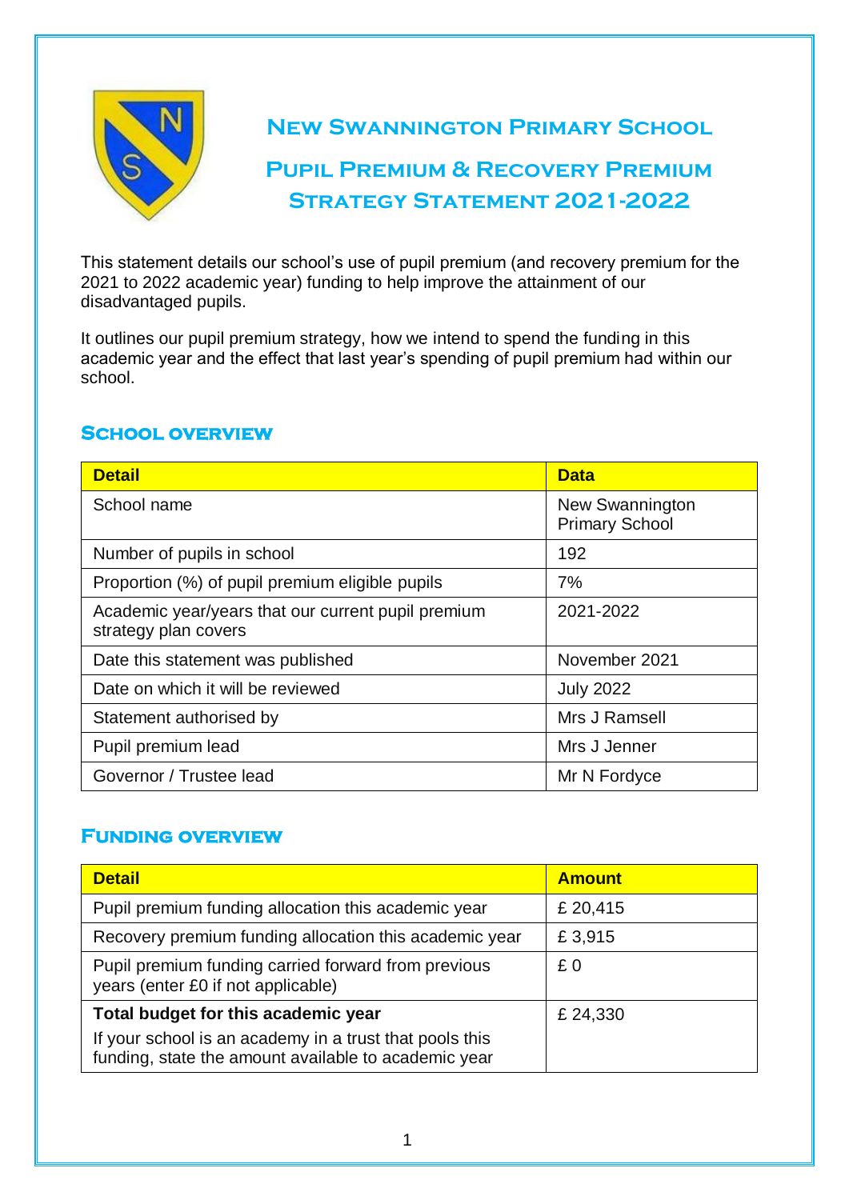# New Swannington Primary School

## Pupil Premium & Recovery Premium Strategy Statement 2021-2022

This statement details our school's use of pupil premium (and recovery premium for the 2021 to 2022 academic year) funding to help improve the attainment of our disadvantaged pupils.

It outlines our pupil premium strategy, how we intend to spend the funding in this academic year and the effect that last year's spending of pupil premium had within our school.

### School overview

| Detail | Data |
|---|---|
| School name | New Swannington Primary School |
| Number of pupils in school | 192 |
| Proportion (%) of pupil premium eligible pupils | 7% |
| Academic year/years that our current pupil premium strategy plan covers | 2021-2022 |
| Date this statement was published | November 2021 |
| Date on which it will be reviewed | July 2022 |
| Statement authorised by | Mrs J Ramsell |
| Pupil premium lead | Mrs J Jenner |
| Governor / Trustee lead | Mr N Fordyce |

### Funding overview

| Detail | Amount |
|---|---|
| Pupil premium funding allocation this academic year | £ 20,415 |
| Recovery premium funding allocation this academic year | £ 3,915 |
| Pupil premium funding carried forward from previous years (enter £0 if not applicable) | £ 0 |
| **Total budget for this academic year**<br>If your school is an academy in a trust that pools this funding, state the amount available to academic year | £ 24,330 |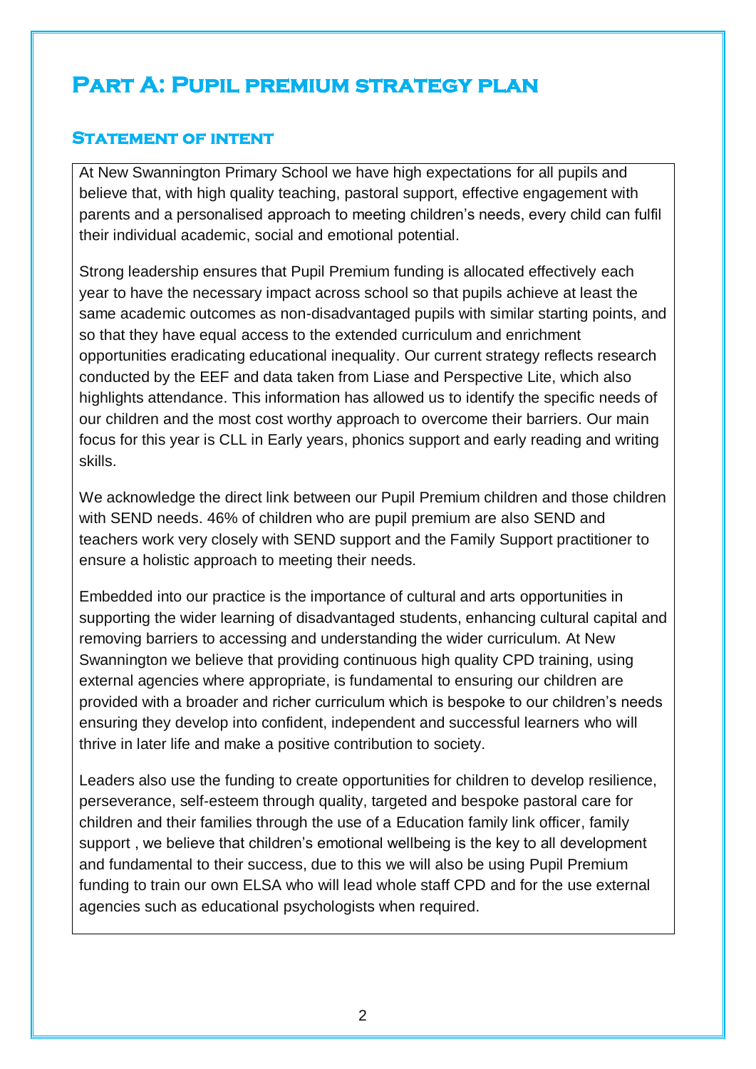# Part A: Pupil premium strategy plan

## Statement of intent

At New Swannington Primary School we have high expectations for all pupils and believe that, with high quality teaching, pastoral support, effective engagement with parents and a personalised approach to meeting children's needs, every child can fulfil their individual academic, social and emotional potential.

Strong leadership ensures that Pupil Premium funding is allocated effectively each year to have the necessary impact across school so that pupils achieve at least the same academic outcomes as non-disadvantaged pupils with similar starting points, and so that they have equal access to the extended curriculum and enrichment opportunities eradicating educational inequality. Our current strategy reflects research conducted by the EEF and data taken from Liase and Perspective Lite, which also highlights attendance. This information has allowed us to identify the specific needs of our children and the most cost worthy approach to overcome their barriers. Our main focus for this year is CLL in Early years, phonics support and early reading and writing skills.

We acknowledge the direct link between our Pupil Premium children and those children with SEND needs. 46% of children who are pupil premium are also SEND and teachers work very closely with SEND support and the Family Support practitioner to ensure a holistic approach to meeting their needs.

Embedded into our practice is the importance of cultural and arts opportunities in supporting the wider learning of disadvantaged students, enhancing cultural capital and removing barriers to accessing and understanding the wider curriculum. At New Swannington we believe that providing continuous high quality CPD training, using external agencies where appropriate, is fundamental to ensuring our children are provided with a broader and richer curriculum which is bespoke to our children's needs ensuring they develop into confident, independent and successful learners who will thrive in later life and make a positive contribution to society.

Leaders also use the funding to create opportunities for children to develop resilience, perseverance, self-esteem through quality, targeted and bespoke pastoral care for children and their families through the use of a Education family link officer, family support , we believe that children's emotional wellbeing is the key to all development and fundamental to their success, due to this we will also be using Pupil Premium funding to train our own ELSA who will lead whole staff CPD and for the use external agencies such as educational psychologists when required.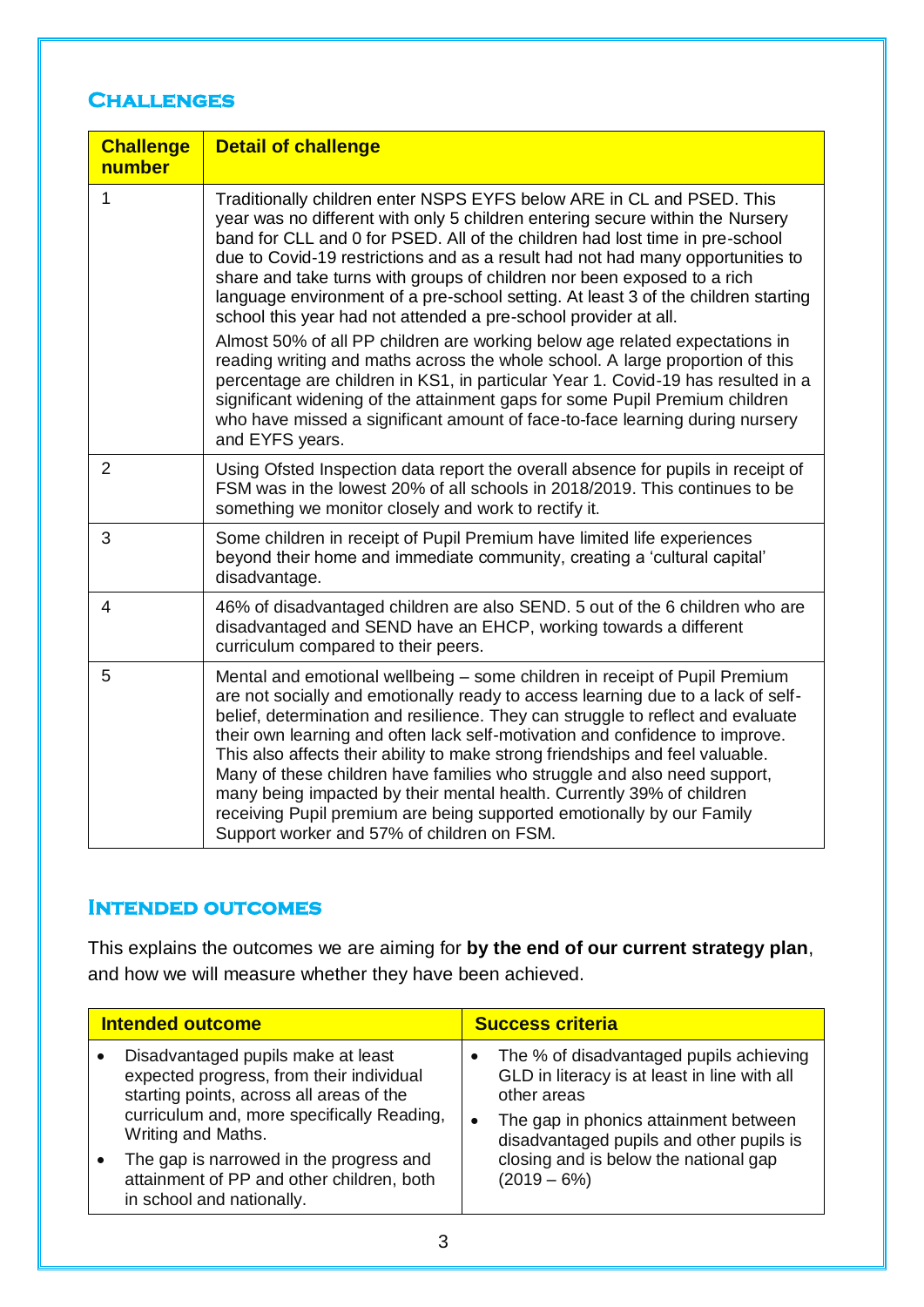## Challenges

| Challenge number | Detail of challenge |
|---|---|
| 1 | Traditionally children enter NSPS EYFS below ARE in CL and PSED. This year was no different with only 5 children entering secure within the Nursery band for CLL and 0 for PSED. All of the children had lost time in pre-school due to Covid-19 restrictions and as a result had not had many opportunities to share and take turns with groups of children nor been exposed to a rich language environment of a pre-school setting. At least 3 of the children starting school this year had not attended a pre-school provider at all.<br><br>Almost 50% of all PP children are working below age related expectations in reading writing and maths across the whole school. A large proportion of this percentage are children in KS1, in particular Year 1. Covid-19 has resulted in a significant widening of the attainment gaps for some Pupil Premium children who have missed a significant amount of face-to-face learning during nursery and EYFS years. |
| 2 | Using Ofsted Inspection data report the overall absence for pupils in receipt of FSM was in the lowest 20% of all schools in 2018/2019. This continues to be something we monitor closely and work to rectify it. |
| 3 | Some children in receipt of Pupil Premium have limited life experiences beyond their home and immediate community, creating a 'cultural capital' disadvantage. |
| 4 | 46% of disadvantaged children are also SEND. 5 out of the 6 children who are disadvantaged and SEND have an EHCP, working towards a different curriculum compared to their peers. |
| 5 | Mental and emotional wellbeing – some children in receipt of Pupil Premium are not socially and emotionally ready to access learning due to a lack of self-belief, determination and resilience. They can struggle to reflect and evaluate their own learning and often lack self-motivation and confidence to improve. This also affects their ability to make strong friendships and feel valuable. Many of these children have families who struggle and also need support, many being impacted by their mental health. Currently 39% of children receiving Pupil premium are being supported emotionally by our Family Support worker and 57% of children on FSM. |

## Intended outcomes

This explains the outcomes we are aiming for **by the end of our current strategy plan**, and how we will measure whether they have been achieved.

| Intended outcome | Success criteria |
|---|---|
| • Disadvantaged pupils make at least expected progress, from their individual starting points, across all areas of the curriculum and, more specifically Reading, Writing and Maths.<br>• The gap is narrowed in the progress and attainment of PP and other children, both in school and nationally. | • The % of disadvantaged pupils achieving GLD in literacy is at least in line with all other areas<br>• The gap in phonics attainment between disadvantaged pupils and other pupils is closing and is below the national gap (2019 – 6%) |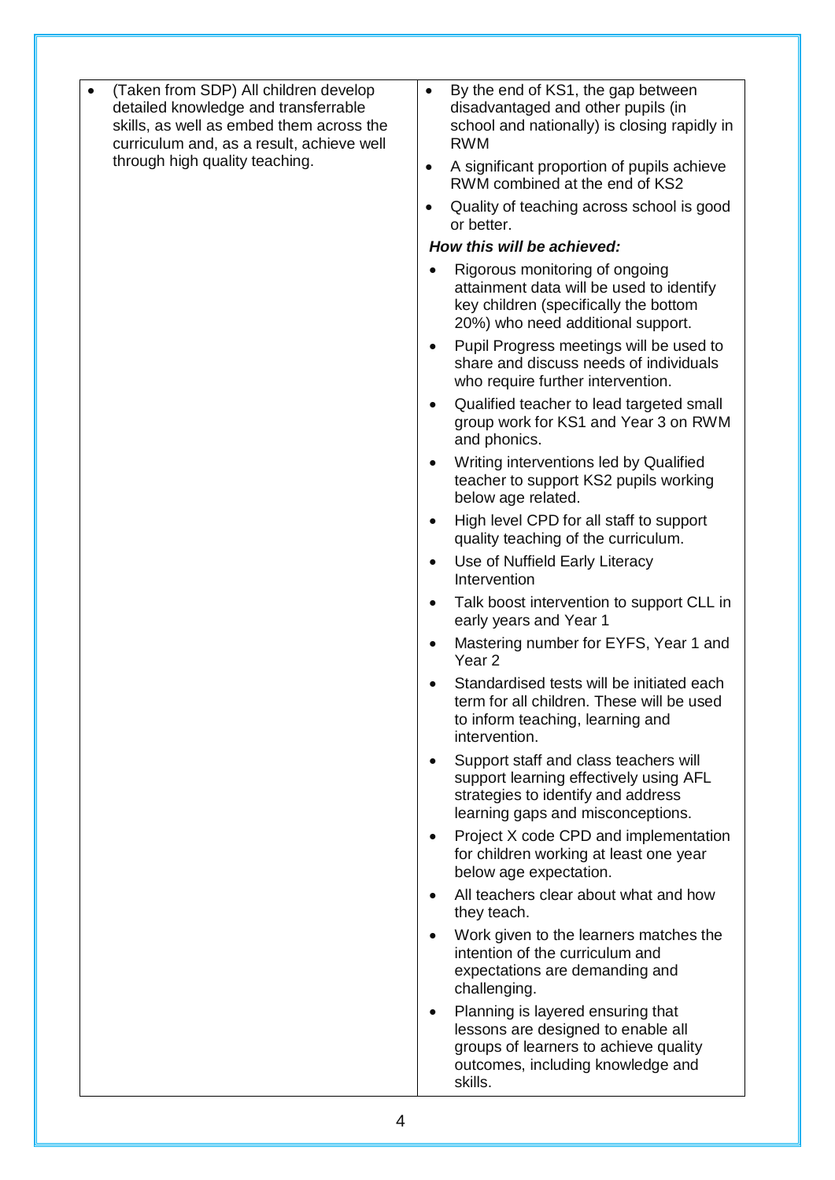| | |
|---|---|
| • (Taken from SDP) All children develop detailed knowledge and transferrable skills, as well as embed them across the curriculum and, as a result, achieve well through high quality teaching. | • By the end of KS1, the gap between disadvantaged and other pupils (in school and nationally) is closing rapidly in RWM<br>• A significant proportion of pupils achieve RWM combined at the end of KS2<br>• Quality of teaching across school is good or better.<br>***How this will be achieved:***<br>• Rigorous monitoring of ongoing attainment data will be used to identify key children (specifically the bottom 20%) who need additional support.<br>• Pupil Progress meetings will be used to share and discuss needs of individuals who require further intervention.<br>• Qualified teacher to lead targeted small group work for KS1 and Year 3 on RWM and phonics.<br>• Writing interventions led by Qualified teacher to support KS2 pupils working below age related.<br>• High level CPD for all staff to support quality teaching of the curriculum.<br>• Use of Nuffield Early Literacy Intervention<br>• Talk boost intervention to support CLL in early years and Year 1<br>• Mastering number for EYFS, Year 1 and Year 2<br>• Standardised tests will be initiated each term for all children. These will be used to inform teaching, learning and intervention.<br>• Support staff and class teachers will support learning effectively using AFL strategies to identify and address learning gaps and misconceptions.<br>• Project X code CPD and implementation for children working at least one year below age expectation.<br>• All teachers clear about what and how they teach.<br>• Work given to the learners matches the intention of the curriculum and expectations are demanding and challenging.<br>• Planning is layered ensuring that lessons are designed to enable all groups of learners to achieve quality outcomes, including knowledge and skills. |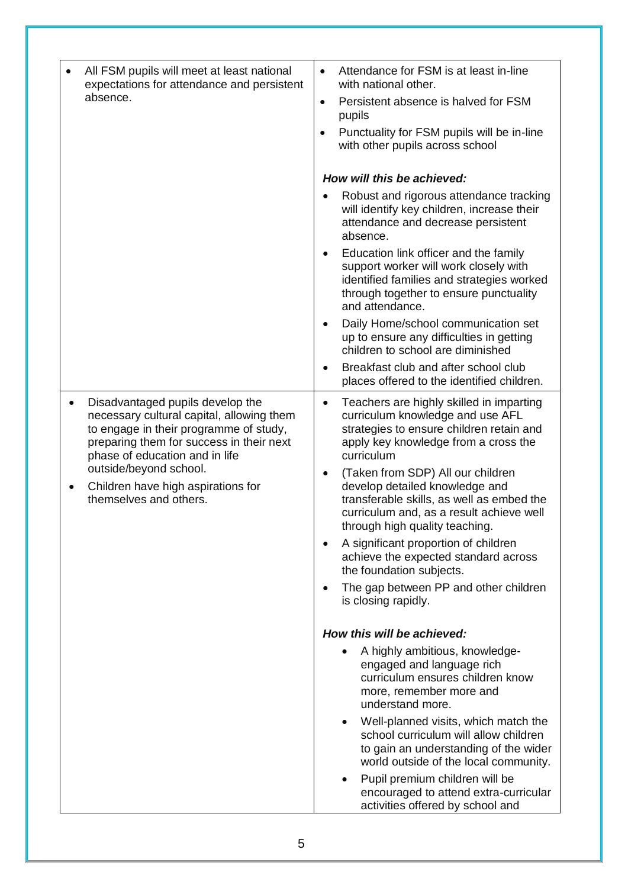| | |
|---|---|
| • All FSM pupils will meet at least national expectations for attendance and persistent absence. | • Attendance for FSM is at least in-line with national other.<br>• Persistent absence is halved for FSM pupils<br>• Punctuality for FSM pupils will be in-line with other pupils across school<br><br>***How will this be achieved:***<br>• Robust and rigorous attendance tracking will identify key children, increase their attendance and decrease persistent absence.<br>• Education link officer and the family support worker will work closely with identified families and strategies worked through together to ensure punctuality and attendance.<br>• Daily Home/school communication set up to ensure any difficulties in getting children to school are diminished<br>• Breakfast club and after school club places offered to the identified children. |
| • Disadvantaged pupils develop the necessary cultural capital, allowing them to engage in their programme of study, preparing them for success in their next phase of education and in life outside/beyond school.<br>• Children have high aspirations for themselves and others. | • Teachers are highly skilled in imparting curriculum knowledge and use AFL strategies to ensure children retain and apply key knowledge from a cross the curriculum<br>• (Taken from SDP) All our children develop detailed knowledge and transferable skills, as well as embed the curriculum and, as a result achieve well through high quality teaching.<br>• A significant proportion of children achieve the expected standard across the foundation subjects.<br>• The gap between PP and other children is closing rapidly.<br><br>***How this will be achieved:***<br>• A highly ambitious, knowledge-engaged and language rich curriculum ensures children know more, remember more and understand more.<br>• Well-planned visits, which match the school curriculum will allow children to gain an understanding of the wider world outside of the local community.<br>• Pupil premium children will be encouraged to attend extra-curricular activities offered by school and |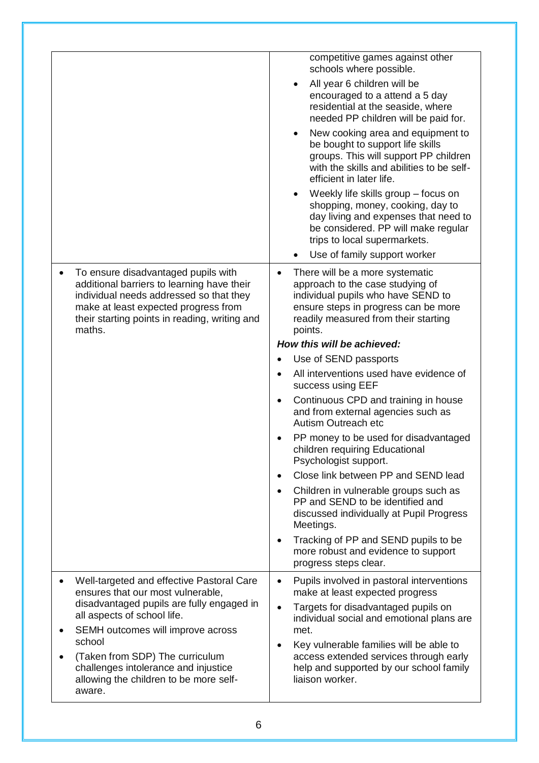| | |
|---|---|
| | competitive games against other schools where possible.<br>• All year 6 children will be encouraged to a attend a 5 day residential at the seaside, where needed PP children will be paid for.<br>• New cooking area and equipment to be bought to support life skills groups. This will support PP children with the skills and abilities to be self-efficient in later life.<br>• Weekly life skills group – focus on shopping, money, cooking, day to day living and expenses that need to be considered. PP will make regular trips to local supermarkets.<br>• Use of family support worker |
| • To ensure disadvantaged pupils with additional barriers to learning have their individual needs addressed so that they make at least expected progress from their starting points in reading, writing and maths. | • There will be a more systematic approach to the case studying of individual pupils who have SEND to ensure steps in progress can be more readily measured from their starting points.<br>***How this will be achieved:***<br>• Use of SEND passports<br>• All interventions used have evidence of success using EEF<br>• Continuous CPD and training in house and from external agencies such as Autism Outreach etc<br>• PP money to be used for disadvantaged children requiring Educational Psychologist support.<br>• Close link between PP and SEND lead<br>• Children in vulnerable groups such as PP and SEND to be identified and discussed individually at Pupil Progress Meetings.<br>• Tracking of PP and SEND pupils to be more robust and evidence to support progress steps clear. |
| • Well-targeted and effective Pastoral Care ensures that our most vulnerable, disadvantaged pupils are fully engaged in all aspects of school life.<br>• SEMH outcomes will improve across school<br>• (Taken from SDP) The curriculum challenges intolerance and injustice allowing the children to be more self-aware. | • Pupils involved in pastoral interventions make at least expected progress<br>• Targets for disadvantaged pupils on individual social and emotional plans are met.<br>• Key vulnerable families will be able to access extended services through early help and supported by our school family liaison worker. |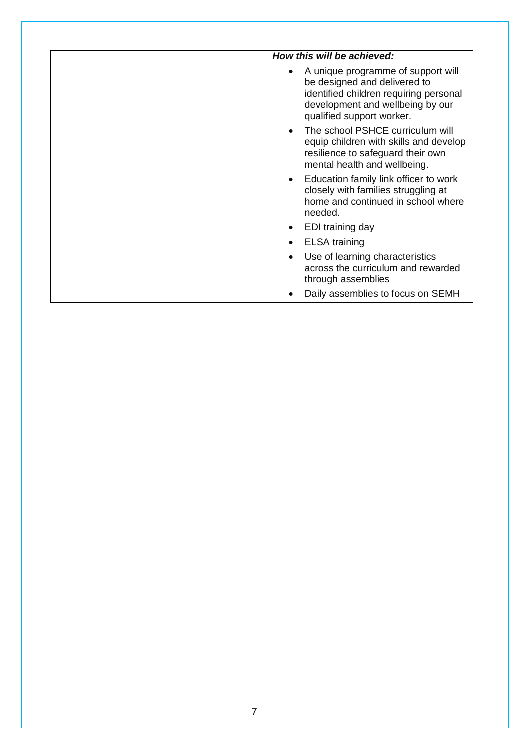| | ***How this will be achieved:*** <br> • A unique programme of support will be designed and delivered to identified children requiring personal development and wellbeing by our qualified support worker. <br> • The school PSHCE curriculum will equip children with skills and develop resilience to safeguard their own mental health and wellbeing. <br> • Education family link officer to work closely with families struggling at home and continued in school where needed. <br> • EDI training day <br> • ELSA training <br> • Use of learning characteristics across the curriculum and rewarded through assemblies <br> • Daily assemblies to focus on SEMH |
|---|---|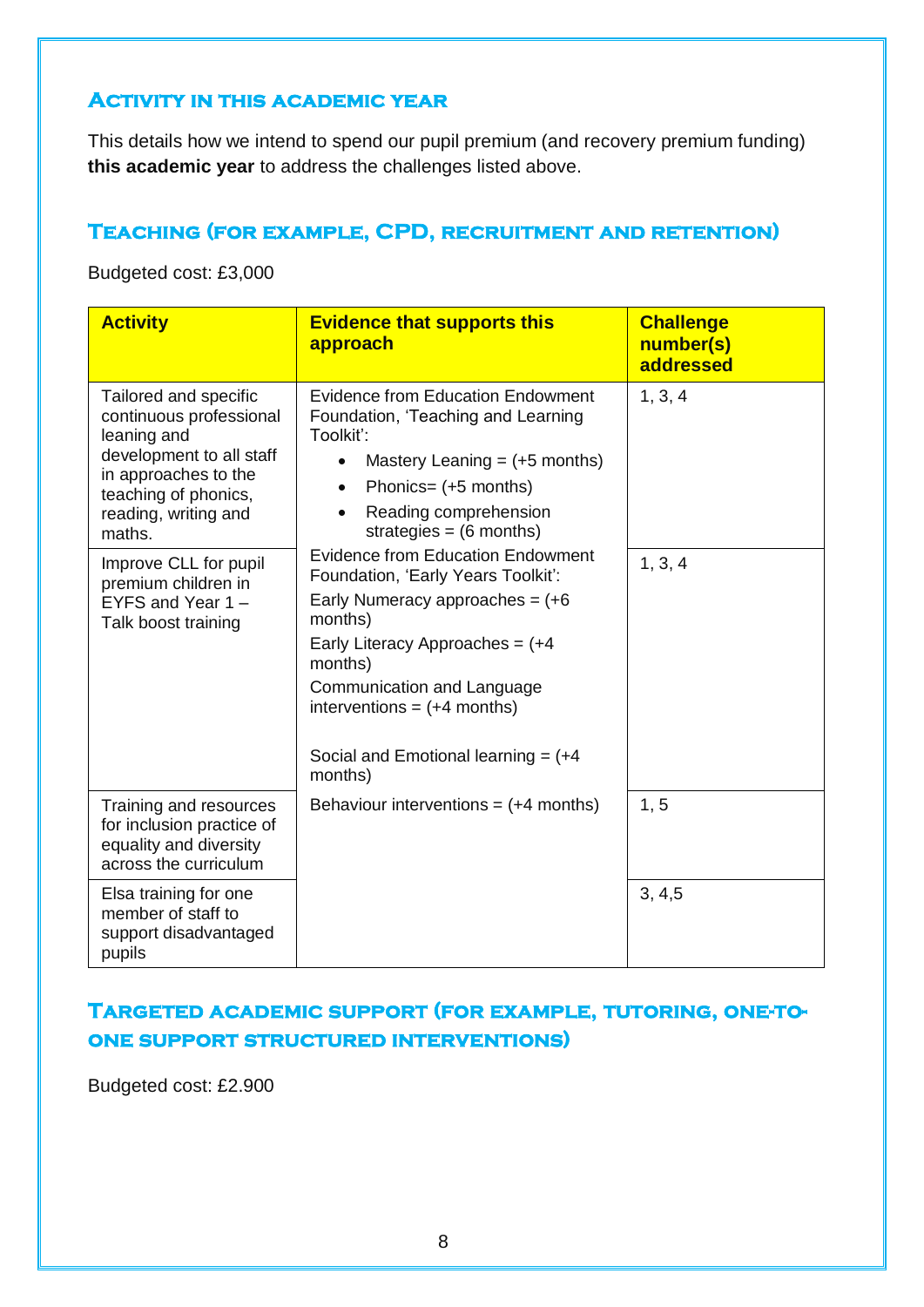## Activity in this academic year

This details how we intend to spend our pupil premium (and recovery premium funding) **this academic year** to address the challenges listed above.

## Teaching (for example, CPD, recruitment and retention)

Budgeted cost: £3,000

| Activity | Evidence that supports this approach | Challenge number(s) addressed |
|---|---|---|
| Tailored and specific continuous professional leaning and development to all staff in approaches to the teaching of phonics, reading, writing and maths. | Evidence from Education Endowment Foundation, 'Teaching and Learning Toolkit':<br>• Mastery Leaning = (+5 months)<br>• Phonics= (+5 months)<br>• Reading comprehension strategies = (6 months) | 1, 3, 4 |
| Improve CLL for pupil premium children in EYFS and Year 1 – Talk boost training | Evidence from Education Endowment Foundation, 'Early Years Toolkit':<br>Early Numeracy approaches = (+6 months)<br>Early Literacy Approaches = (+4 months)<br>Communication and Language interventions = (+4 months)<br>Social and Emotional learning = (+4 months) | 1, 3, 4 |
| Training and resources for inclusion practice of equality and diversity across the curriculum | Behaviour interventions = (+4 months) | 1, 5 |
| Elsa training for one member of staff to support disadvantaged pupils | | 3, 4,5 |

## Targeted academic support (for example, tutoring, one-to-one support structured interventions)

Budgeted cost: £2.900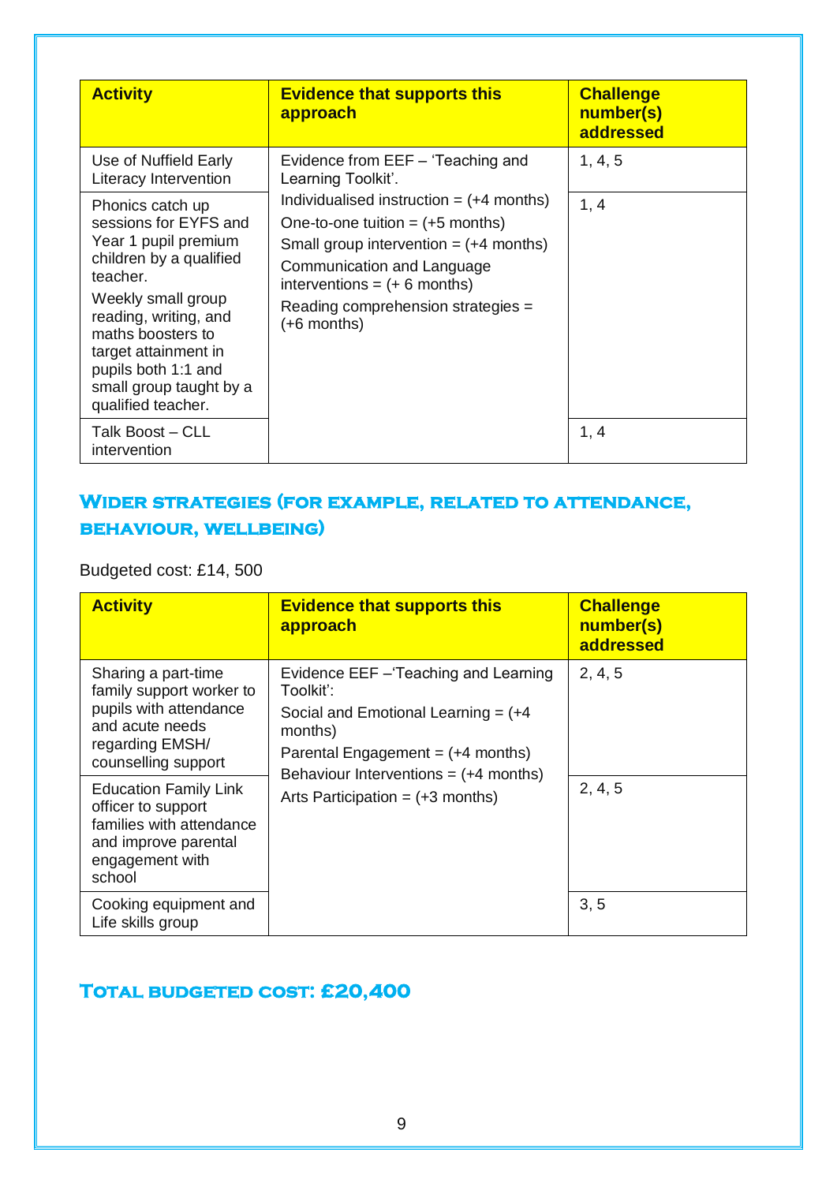| Activity | Evidence that supports this approach | Challenge number(s) addressed |
|---|---|---|
| Use of Nuffield Early Literacy Intervention | Evidence from EEF – 'Teaching and Learning Toolkit'. Individualised instruction = (+4 months) One-to-one tuition = (+5 months) Small group intervention = (+4 months) Communication and Language interventions = (+ 6 months) Reading comprehension strategies = (+6 months) | 1, 4, 5 |
| Phonics catch up sessions for EYFS and Year 1 pupil premium children by a qualified teacher. Weekly small group reading, writing, and maths boosters to target attainment in pupils both 1:1 and small group taught by a qualified teacher. | | 1, 4 |
| Talk Boost – CLL intervention | | 1, 4 |

## Wider strategies (for example, related to attendance, behaviour, wellbeing)

Budgeted cost: £14, 500

| Activity | Evidence that supports this approach | Challenge number(s) addressed |
|---|---|---|
| Sharing a part-time family support worker to pupils with attendance and acute needs regarding EMSH/ counselling support | Evidence EEF –'Teaching and Learning Toolkit': Social and Emotional Learning = (+4 months) Parental Engagement = (+4 months) Behaviour Interventions = (+4 months) Arts Participation = (+3 months) | 2, 4, 5 |
| Education Family Link officer to support families with attendance and improve parental engagement with school | | 2, 4, 5 |
| Cooking equipment and Life skills group | | 3, 5 |

## Total budgeted cost: £20,400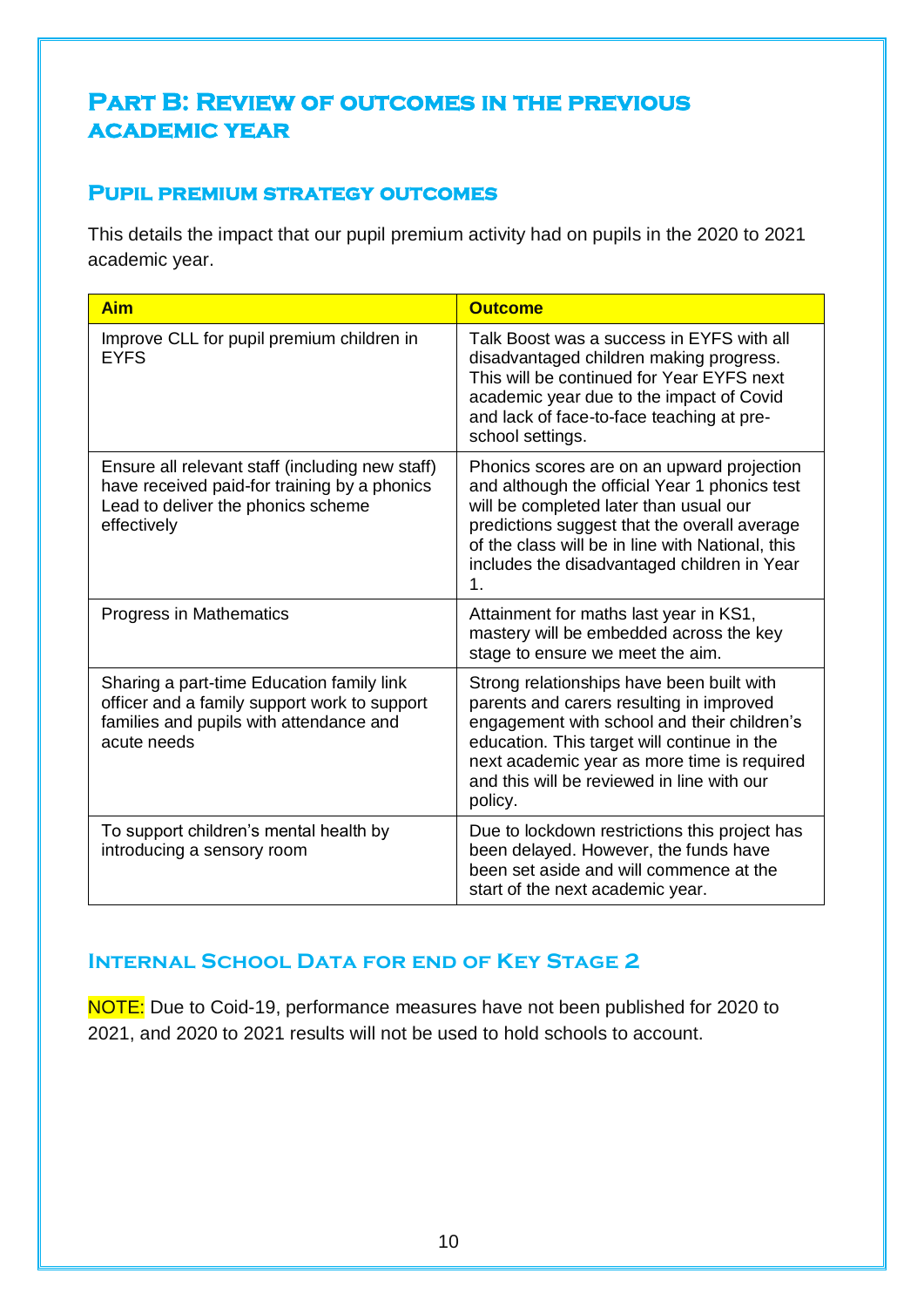# Part B: Review of outcomes in the previous academic year

## Pupil premium strategy outcomes

This details the impact that our pupil premium activity had on pupils in the 2020 to 2021 academic year.

| Aim | Outcome |
| --- | --- |
| Improve CLL for pupil premium children in EYFS | Talk Boost was a success in EYFS with all disadvantaged children making progress. This will be continued for Year EYFS next academic year due to the impact of Covid and lack of face-to-face teaching at pre-school settings. |
| Ensure all relevant staff (including new staff) have received paid-for training by a phonics Lead to deliver the phonics scheme effectively | Phonics scores are on an upward projection and although the official Year 1 phonics test will be completed later than usual our predictions suggest that the overall average of the class will be in line with National, this includes the disadvantaged children in Year 1. |
| Progress in Mathematics | Attainment for maths last year in KS1, mastery will be embedded across the key stage to ensure we meet the aim. |
| Sharing a part-time Education family link officer and a family support work to support families and pupils with attendance and acute needs | Strong relationships have been built with parents and carers resulting in improved engagement with school and their children's education. This target will continue in the next academic year as more time is required and this will be reviewed in line with our policy. |
| To support children's mental health by introducing a sensory room | Due to lockdown restrictions this project has been delayed. However, the funds have been set aside and will commence at the start of the next academic year. |

## Internal School Data for end of Key Stage 2

NOTE: Due to Coid-19, performance measures have not been published for 2020 to 2021, and 2020 to 2021 results will not be used to hold schools to account.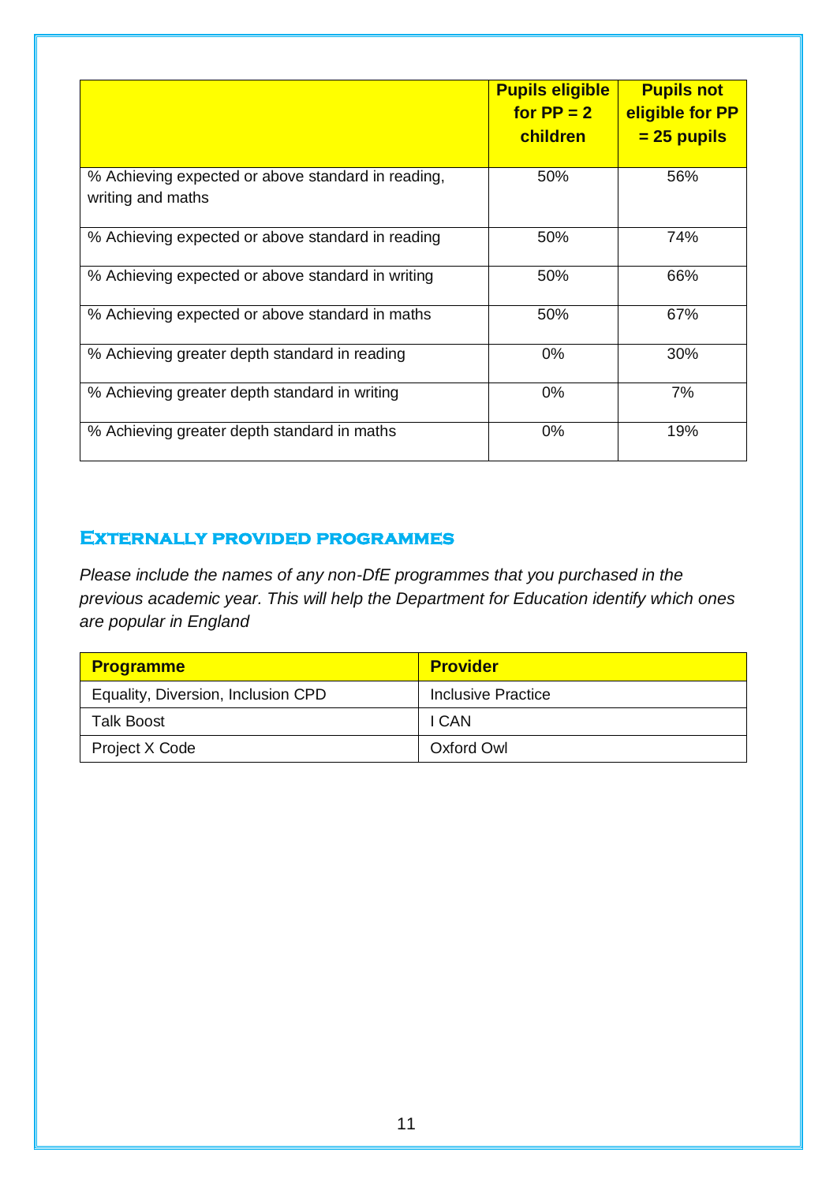| | Pupils eligible for PP = 2 children | Pupils not eligible for PP = 25 pupils |
|---|---|---|
| % Achieving expected or above standard in reading, writing and maths | 50% | 56% |
| % Achieving expected or above standard in reading | 50% | 74% |
| % Achieving expected or above standard in writing | 50% | 66% |
| % Achieving expected or above standard in maths | 50% | 67% |
| % Achieving greater depth standard in reading | 0% | 30% |
| % Achieving greater depth standard in writing | 0% | 7% |
| % Achieving greater depth standard in maths | 0% | 19% |

## Externally provided programmes

*Please include the names of any non-DfE programmes that you purchased in the previous academic year. This will help the Department for Education identify which ones are popular in England*

| Programme | Provider |
|---|---|
| Equality, Diversion, Inclusion CPD | Inclusive Practice |
| Talk Boost | I CAN |
| Project X Code | Oxford Owl |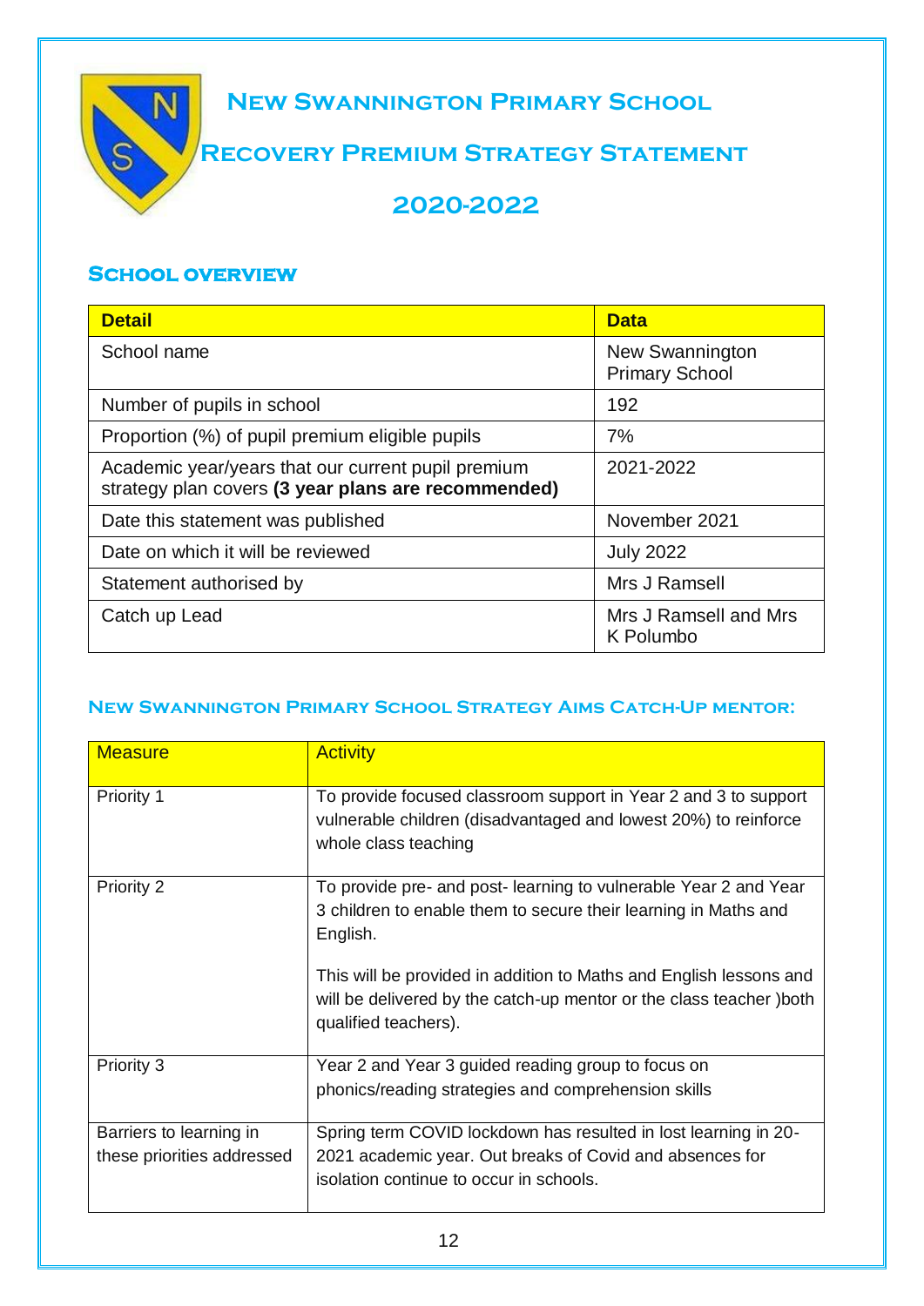# New Swannington Primary School

## Recovery Premium Strategy Statement

## 2020-2022

### School overview

| Detail | Data |
|---|---|
| School name | New Swannington Primary School |
| Number of pupils in school | 192 |
| Proportion (%) of pupil premium eligible pupils | 7% |
| Academic year/years that our current pupil premium strategy plan covers **(3 year plans are recommended)** | 2021-2022 |
| Date this statement was published | November 2021 |
| Date on which it will be reviewed | July 2022 |
| Statement authorised by | Mrs J Ramsell |
| Catch up Lead | Mrs J Ramsell and Mrs K Polumbo |

### New Swannington Primary School Strategy Aims Catch-Up mentor:

| Measure | Activity |
|---|---|
| Priority 1 | To provide focused classroom support in Year 2 and 3 to support vulnerable children (disadvantaged and lowest 20%) to reinforce whole class teaching |
| Priority 2 | To provide pre- and post- learning to vulnerable Year 2 and Year 3 children to enable them to secure their learning in Maths and English.<br><br>This will be provided in addition to Maths and English lessons and will be delivered by the catch-up mentor or the class teacher )both qualified teachers). |
| Priority 3 | Year 2 and Year 3 guided reading group to focus on phonics/reading strategies and comprehension skills |
| Barriers to learning in these priorities addressed | Spring term COVID lockdown has resulted in lost learning in 20-2021 academic year. Out breaks of Covid and absences for isolation continue to occur in schools. |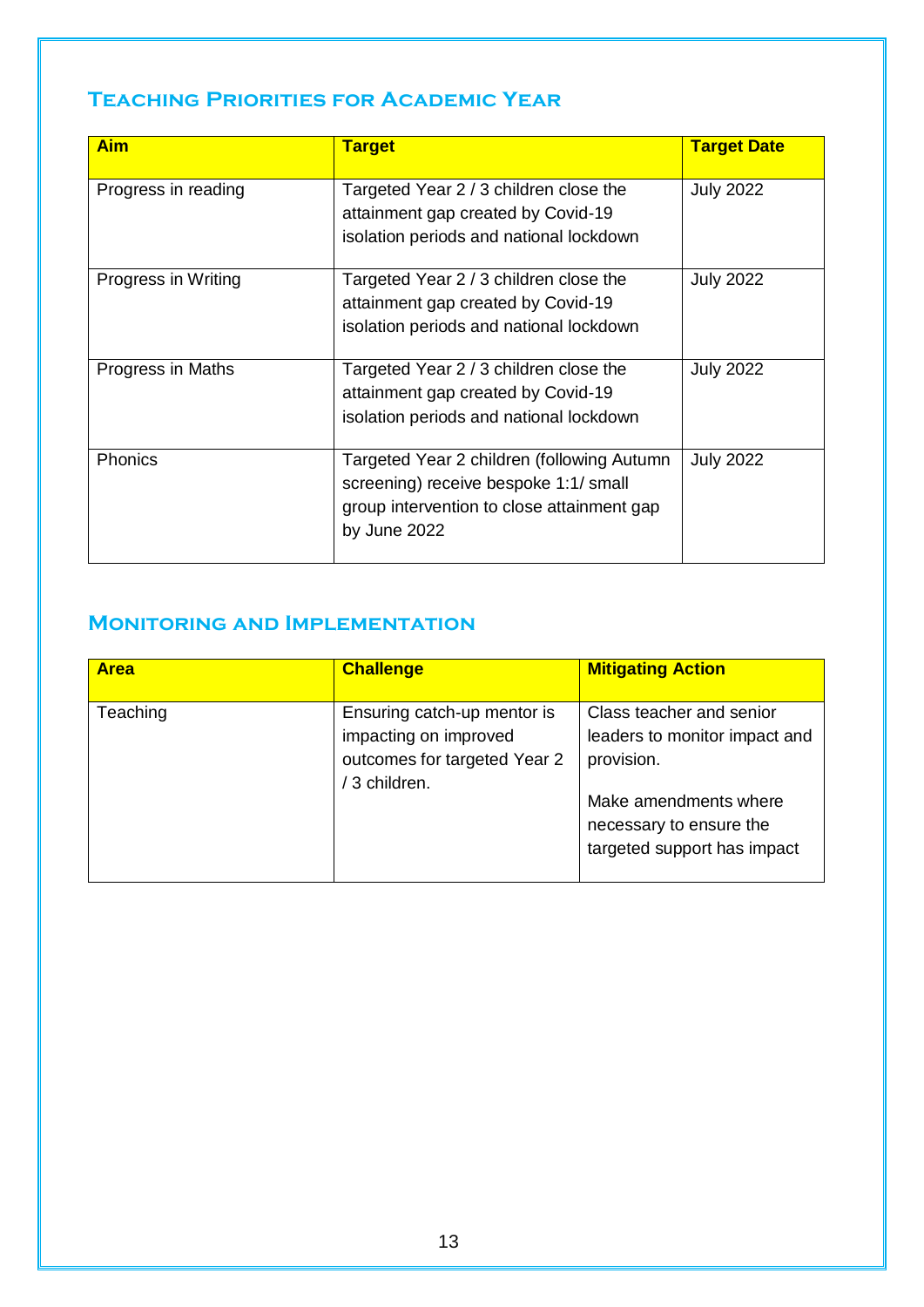## Teaching Priorities for Academic Year

| Aim | Target | Target Date |
|---|---|---|
| Progress in reading | Targeted Year 2 / 3 children close the attainment gap created by Covid-19 isolation periods and national lockdown | July 2022 |
| Progress in Writing | Targeted Year 2 / 3 children close the attainment gap created by Covid-19 isolation periods and national lockdown | July 2022 |
| Progress in Maths | Targeted Year 2 / 3 children close the attainment gap created by Covid-19 isolation periods and national lockdown | July 2022 |
| Phonics | Targeted Year 2 children (following Autumn screening) receive bespoke 1:1/ small group intervention to close attainment gap by June 2022 | July 2022 |

## Monitoring and Implementation

| Area | Challenge | Mitigating Action |
|---|---|---|
| Teaching | Ensuring catch-up mentor is impacting on improved outcomes for targeted Year 2 / 3 children. | Class teacher and senior leaders to monitor impact and provision.<br><br>Make amendments where necessary to ensure the targeted support has impact |